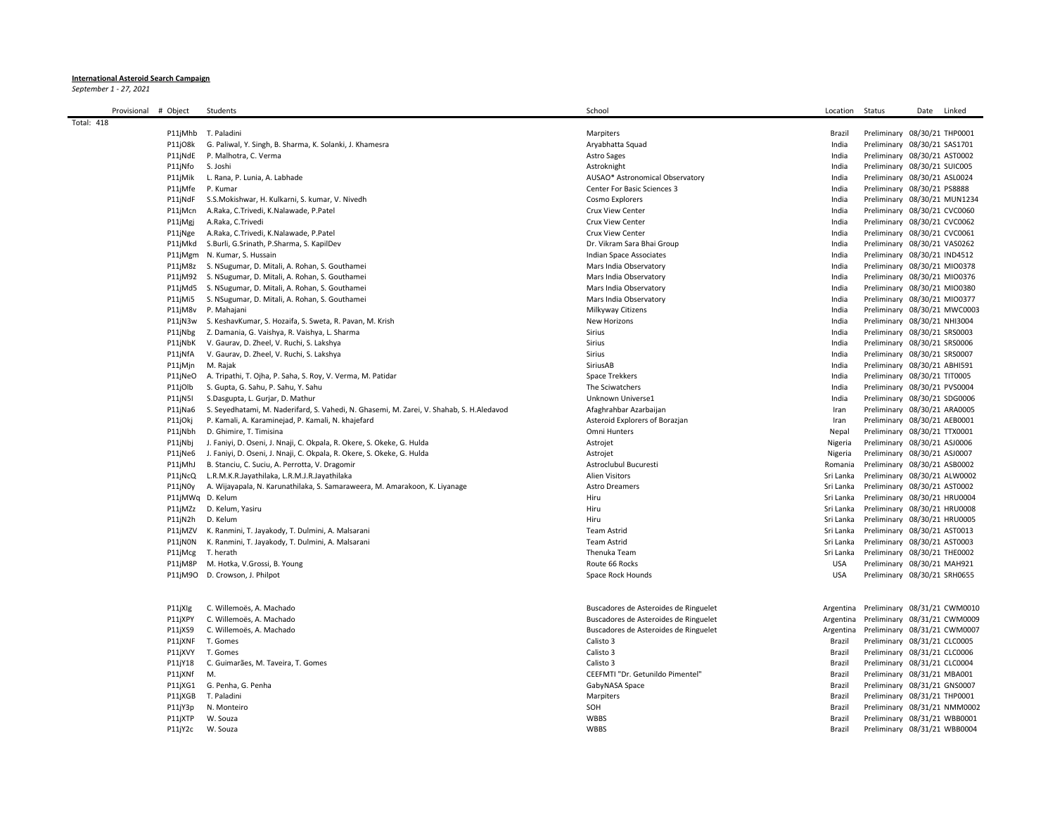**International Asteroid Search Campaign**

*September 1 - 27, 2021*

| Provisional | # Object | Students | School | Location | Status | Date | Linked |
|---|---|---|---|---|---|---|---|
| Total: 418 | | | | | | | |
| | P11jMhb | T. Paladini | Marpiters | Brazil | Preliminary | 08/30/21 | THP0001 |
| | P11jO8k | G. Paliwal, Y. Singh, B. Sharma, K. Solanki, J. Khamesra | Aryabhatta Squad | India | Preliminary | 08/30/21 | SAS1701 |
| | P11jNdE | P. Malhotra, C. Verma | Astro Sages | India | Preliminary | 08/30/21 | AST0002 |
| | P11jNfo | S. Joshi | Astroknight | India | Preliminary | 08/30/21 | SUIC005 |
| | P11jMik | L. Rana, P. Lunia, A. Labhade | AUSAO* Astronomical Observatory | India | Preliminary | 08/30/21 | ASL0024 |
| | P11jMfe | P. Kumar | Center For Basic Sciences 3 | India | Preliminary | 08/30/21 | PS8888 |
| | P11jNdF | S.S.Mokishwar, H. Kulkarni, S. kumar, V. Nivedh | Cosmo Explorers | India | Preliminary | 08/30/21 | MUN1234 |
| | P11jMcn | A.Raka, C.Trivedi, K.Nalawade, P.Patel | Crux View Center | India | Preliminary | 08/30/21 | CVC0060 |
| | P11jMgj | A.Raka, C.Trivedi | Crux View Center | India | Preliminary | 08/30/21 | CVC0062 |
| | P11jNge | A.Raka, C.Trivedi, K.Nalawade, P.Patel | Crux View Center | India | Preliminary | 08/30/21 | CVC0061 |
| | P11jMkd | S.Burli, G.Srinath, P.Sharma, S. KapilDev | Dr. Vikram Sara Bhai Group | India | Preliminary | 08/30/21 | VAS0262 |
| | P11jMgm | N. Kumar, S. Hussain | Indian Space Associates | India | Preliminary | 08/30/21 | IND4512 |
| | P11jM8z | S. NSugumar, D. Mitali, A. Rohan, S. Gouthamei | Mars India Observatory | India | Preliminary | 08/30/21 | MIO0378 |
| | P11jM92 | S. NSugumar, D. Mitali, A. Rohan, S. Gouthamei | Mars India Observatory | India | Preliminary | 08/30/21 | MIO0376 |
| | P11jMd5 | S. NSugumar, D. Mitali, A. Rohan, S. Gouthamei | Mars India Observatory | India | Preliminary | 08/30/21 | MIO0380 |
| | P11jMi5 | S. NSugumar, D. Mitali, A. Rohan, S. Gouthamei | Mars India Observatory | India | Preliminary | 08/30/21 | MIO0377 |
| | P11jM8v | P. Mahajani | Milkyway Citizens | India | Preliminary | 08/30/21 | MWC0003 |
| | P11jN3w | S. KeshavKumar, S. Hozaifa, S. Sweta, R. Pavan, M. Krish | New Horizons | India | Preliminary | 08/30/21 | NHI3004 |
| | P11jNbg | Z. Damania, G. Vaishya, R. Vaishya, L. Sharma | Sirius | India | Preliminary | 08/30/21 | SRS0003 |
| | P11jNbK | V. Gaurav, D. Zheel, V. Ruchi, S. Lakshya | Sirius | India | Preliminary | 08/30/21 | SRS0006 |
| | P11jNfA | V. Gaurav, D. Zheel, V. Ruchi, S. Lakshya | Sirius | India | Preliminary | 08/30/21 | SRS0007 |
| | P11jMjn | M. Rajak | SiriusAB | India | Preliminary | 08/30/21 | ABHI591 |
| | P11jNeO | A. Tripathi, T. Ojha, P. Saha, S. Roy, V. Verma, M. Patidar | Space Trekkers | India | Preliminary | 08/30/21 | TIT0005 |
| | P11jOlb | S. Gupta, G. Sahu, P. Sahu, Y. Sahu | The Sciwatchers | India | Preliminary | 08/30/21 | PVS0004 |
| | P11jN5l | S.Dasgupta, L. Gurjar, D. Mathur | Unknown Universe1 | India | Preliminary | 08/30/21 | SDG0006 |
| | P11jNa6 | S. Seyedhatami, M. Naderifard, S. Vahedi, N. Ghasemi, M. Zarei, V. Shahab, S. H.Aledavod | Afaghrahbar Azarbaijan | Iran | Preliminary | 08/30/21 | ARA0005 |
| | P11jOkj | P. Kamali, A. Karaminejad, P. Kamali, N. khajefard | Asteroid Explorers of Borazjan | Iran | Preliminary | 08/30/21 | AEB0001 |
| | P11jNbh | D. Ghimire, T. Timisina | Omni Hunters | Nepal | Preliminary | 08/30/21 | TTX0001 |
| | P11jNbj | J. Faniyi, D. Oseni, J. Nnaji, C. Okpala, R. Okere, S. Okeke, G. Hulda | Astrojet | Nigeria | Preliminary | 08/30/21 | ASJ0006 |
| | P11jNe6 | J. Faniyi, D. Oseni, J. Nnaji, C. Okpala, R. Okere, S. Okeke, G. Hulda | Astrojet | Nigeria | Preliminary | 08/30/21 | ASJ0007 |
| | P11jMhJ | B. Stanciu, C. Suciu, A. Perrotta, V. Dragomir | Astroclubul Bucuresti | Romania | Preliminary | 08/30/21 | ASB0002 |
| | P11jNcQ | L.R.M.K.R.Jayathilaka, L.R.M.J.R.Jayathilaka | Alien Visitors | Sri Lanka | Preliminary | 08/30/21 | ALW0002 |
| | P11jN0y | A. Wijayapala, N. Karunathilaka, S. Samaraweera, M. Amarakoon, K. Liyanage | Astro Dreamers | Sri Lanka | Preliminary | 08/30/21 | AST0002 |
| | P11jMWq | D. Kelum | Hiru | Sri Lanka | Preliminary | 08/30/21 | HRU0004 |
| | P11jMZz | D. Kelum, Yasiru | Hiru | Sri Lanka | Preliminary | 08/30/21 | HRU0008 |
| | P11jN2h | D. Kelum | Hiru | Sri Lanka | Preliminary | 08/30/21 | HRU0005 |
| | P11jMZV | K. Ranmini, T. Jayakody, T. Dulmini, A. Malsarani | Team Astrid | Sri Lanka | Preliminary | 08/30/21 | AST0013 |
| | P11jN0N | K. Ranmini, T. Jayakody, T. Dulmini, A. Malsarani | Team Astrid | Sri Lanka | Preliminary | 08/30/21 | AST0003 |
| | P11jMcg | T. herath | Thenuka Team | Sri Lanka | Preliminary | 08/30/21 | THE0002 |
| | P11jM8P | M. Hotka, V.Grossi, B. Young | Route 66 Rocks | USA | Preliminary | 08/30/21 | MAH921 |
| | P11jM9O | D. Crowson, J. Philpot | Space Rock Hounds | USA | Preliminary | 08/30/21 | SRH0655 |
| | | | | | | | |
| | P11jXlg | C. Willemoës, A. Machado | Buscadores de Asteroides de Ringuelet | Argentina | Preliminary | 08/31/21 | CWM0010 |
| | P11jXPY | C. Willemoës, A. Machado | Buscadores de Asteroides de Ringuelet | Argentina | Preliminary | 08/31/21 | CWM0009 |
| | P11jXS9 | C. Willemoës, A. Machado | Buscadores de Asteroides de Ringuelet | Argentina | Preliminary | 08/31/21 | CWM0007 |
| | P11jXNF | T. Gomes | Calisto 3 | Brazil | Preliminary | 08/31/21 | CLC0005 |
| | P11jXVY | T. Gomes | Calisto 3 | Brazil | Preliminary | 08/31/21 | CLC0006 |
| | P11jY18 | C. Guimarães, M. Taveira, T. Gomes | Calisto 3 | Brazil | Preliminary | 08/31/21 | CLC0004 |
| | P11jXNf | M. | CEEFMTI "Dr. Getunildo Pimentel" | Brazil | Preliminary | 08/31/21 | MBA001 |
| | P11jXG1 | G. Penha, G. Penha | GabyNASA Space | Brazil | Preliminary | 08/31/21 | GNS0007 |
| | P11jXGB | T. Paladini | Marpiters | Brazil | Preliminary | 08/31/21 | THP0001 |
| | P11jY3p | N. Monteiro | SOH | Brazil | Preliminary | 08/31/21 | NMM0002 |
| | P11jXTP | W. Souza | WBBS | Brazil | Preliminary | 08/31/21 | WBB0001 |
| | P11jY2c | W. Souza | WBBS | Brazil | Preliminary | 08/31/21 | WBB0004 |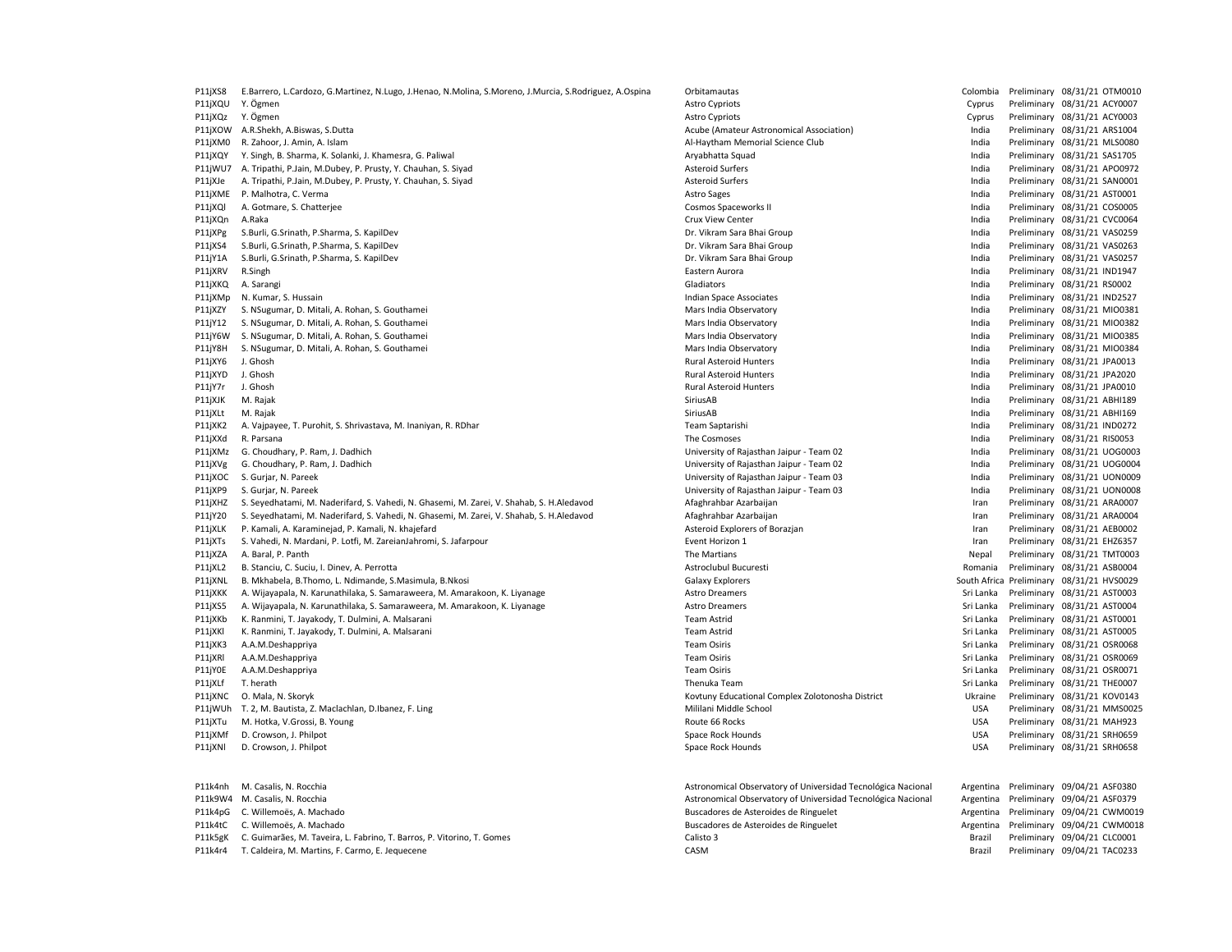| | | | | | | |
|---|---|---|---|---|---|---|
| P11jXS8 | E.Barrero, L.Cardozo, G.Martinez, N.Lugo, J.Henao, N.Molina, S.Moreno, J.Murcia, S.Rodriguez, A.Ospina | Orbitamautas | Colombia | Preliminary | 08/31/21 | OTM0010 |
| P11jXQU | Y. Ögmen | Astro Cypriots | Cyprus | Preliminary | 08/31/21 | ACY0007 |
| P11jXQz | Y. Ögmen | Astro Cypriots | Cyprus | Preliminary | 08/31/21 | ACY0003 |
| P11jXOW | A.R.Shekh, A.Biswas, S.Dutta | Acube (Amateur Astronomical Association) | India | Preliminary | 08/31/21 | ARS1004 |
| P11jXM0 | R. Zahoor, J. Amin, A. Islam | Al-Haytham Memorial Science Club | India | Preliminary | 08/31/21 | MLS0080 |
| P11jXQY | Y. Singh, B. Sharma, K. Solanki, J. Khamesra, G. Paliwal | Aryabhatta Squad | India | Preliminary | 08/31/21 | SAS1705 |
| P11jWU7 | A. Tripathi, P.Jain, M.Dubey, P. Prusty, Y. Chauhan, S. Siyad | Asteroid Surfers | India | Preliminary | 08/31/21 | APO0972 |
| P11jXJe | A. Tripathi, P.Jain, M.Dubey, P. Prusty, Y. Chauhan, S. Siyad | Asteroid Surfers | India | Preliminary | 08/31/21 | SAN0001 |
| P11jXME | P. Malhotra, C. Verma | Astro Sages | India | Preliminary | 08/31/21 | AST0001 |
| P11jXQl | A. Gotmare, S. Chatterjee | Cosmos Spaceworks II | India | Preliminary | 08/31/21 | COS0005 |
| P11jXQn | A.Raka | Crux View Center | India | Preliminary | 08/31/21 | CVC0064 |
| P11jXPg | S.Burli, G.Srinath, P.Sharma, S. KapilDev | Dr. Vikram Sara Bhai Group | India | Preliminary | 08/31/21 | VAS0259 |
| P11jXS4 | S.Burli, G.Srinath, P.Sharma, S. KapilDev | Dr. Vikram Sara Bhai Group | India | Preliminary | 08/31/21 | VAS0263 |
| P11jY1A | S.Burli, G.Srinath, P.Sharma, S. KapilDev | Dr. Vikram Sara Bhai Group | India | Preliminary | 08/31/21 | VAS0257 |
| P11jXRV | R.Singh | Eastern Aurora | India | Preliminary | 08/31/21 | IND1947 |
| P11jXKQ | A. Sarangi | Gladiators | India | Preliminary | 08/31/21 | RS0002 |
| P11jXMp | N. Kumar, S. Hussain | Indian Space Associates | India | Preliminary | 08/31/21 | IND2527 |
| P11jXZY | S. NSugumar, D. Mitali, A. Rohan, S. Gouthamei | Mars India Observatory | India | Preliminary | 08/31/21 | MIO0381 |
| P11jY12 | S. NSugumar, D. Mitali, A. Rohan, S. Gouthamei | Mars India Observatory | India | Preliminary | 08/31/21 | MIO0382 |
| P11jY6W | S. NSugumar, D. Mitali, A. Rohan, S. Gouthamei | Mars India Observatory | India | Preliminary | 08/31/21 | MIO0385 |
| P11jY8H | S. NSugumar, D. Mitali, A. Rohan, S. Gouthamei | Mars India Observatory | India | Preliminary | 08/31/21 | MIO0384 |
| P11jXY6 | J. Ghosh | Rural Asteroid Hunters | India | Preliminary | 08/31/21 | JPA0013 |
| P11jXYD | J. Ghosh | Rural Asteroid Hunters | India | Preliminary | 08/31/21 | JPA2020 |
| P11jY7r | J. Ghosh | Rural Asteroid Hunters | India | Preliminary | 08/31/21 | JPA0010 |
| P11jXJK | M. Rajak | SiriusAB | India | Preliminary | 08/31/21 | ABHI189 |
| P11jXLt | M. Rajak | SiriusAB | India | Preliminary | 08/31/21 | ABHI169 |
| P11jXK2 | A. Vajpayee, T. Purohit, S. Shrivastava, M. Inaniyan, R. RDhar | Team Saptarishi | India | Preliminary | 08/31/21 | IND0272 |
| P11jXXd | R. Parsana | The Cosmoses | India | Preliminary | 08/31/21 | RIS0053 |
| P11jXMz | G. Choudhary, P. Ram, J. Dadhich | University of Rajasthan Jaipur - Team 02 | India | Preliminary | 08/31/21 | UOG0003 |
| P11jXVg | G. Choudhary, P. Ram, J. Dadhich | University of Rajasthan Jaipur - Team 02 | India | Preliminary | 08/31/21 | UOG0004 |
| P11jXOC | S. Gurjar, N. Pareek | University of Rajasthan Jaipur - Team 03 | India | Preliminary | 08/31/21 | UON0009 |
| P11jXP9 | S. Gurjar, N. Pareek | University of Rajasthan Jaipur - Team 03 | India | Preliminary | 08/31/21 | UON0008 |
| P11jXHZ | S. Seyedhatami, M. Naderifard, S. Vahedi, N. Ghasemi, M. Zarei, V. Shahab, S. H.Aledavod | Afaghrahbar Azarbaijan | Iran | Preliminary | 08/31/21 | ARA0007 |
| P11jY20 | S. Seyedhatami, M. Naderifard, S. Vahedi, N. Ghasemi, M. Zarei, V. Shahab, S. H.Aledavod | Afaghrahbar Azarbaijan | Iran | Preliminary | 08/31/21 | ARA0004 |
| P11jXLK | P. Kamali, A. Karaminejad, P. Kamali, N. khajefard | Asteroid Explorers of Borazjan | Iran | Preliminary | 08/31/21 | AEB0002 |
| P11jXTs | S. Vahedi, N. Mardani, P. Lotfi, M. ZareianJahromi, S. Jafarpour | Event Horizon 1 | Iran | Preliminary | 08/31/21 | EHZ6357 |
| P11jXZA | A. Baral, P. Panth | The Martians | Nepal | Preliminary | 08/31/21 | TMT0003 |
| P11jXL2 | B. Stanciu, C. Suciu, I. Dinev, A. Perrotta | Astroclubul Bucuresti | Romania | Preliminary | 08/31/21 | ASB0004 |
| P11jXNL | B. Mkhabela, B.Thomo, L. Ndimande, S.Masimula, B.Nkosi | Galaxy Explorers | South Africa | Preliminary | 08/31/21 | HVS0029 |
| P11jXKK | A. Wijayapala, N. Karunathilaka, S. Samaraweera, M. Amarakoon, K. Liyanage | Astro Dreamers | Sri Lanka | Preliminary | 08/31/21 | AST0003 |
| P11jXS5 | A. Wijayapala, N. Karunathilaka, S. Samaraweera, M. Amarakoon, K. Liyanage | Astro Dreamers | Sri Lanka | Preliminary | 08/31/21 | AST0004 |
| P11jXKb | K. Ranmini, T. Jayakody, T. Dulmini, A. Malsarani | Team Astrid | Sri Lanka | Preliminary | 08/31/21 | AST0001 |
| P11jXKl | K. Ranmini, T. Jayakody, T. Dulmini, A. Malsarani | Team Astrid | Sri Lanka | Preliminary | 08/31/21 | AST0005 |
| P11jXK3 | A.A.M.Deshappriya | Team Osiris | Sri Lanka | Preliminary | 08/31/21 | OSR0068 |
| P11jXRl | A.A.M.Deshappriya | Team Osiris | Sri Lanka | Preliminary | 08/31/21 | OSR0069 |
| P11jY0E | A.A.M.Deshappriya | Team Osiris | Sri Lanka | Preliminary | 08/31/21 | OSR0071 |
| P11jXLf | T. herath | Thenuka Team | Sri Lanka | Preliminary | 08/31/21 | THE0007 |
| P11jXNC | O. Mala, N. Skoryk | Kovtuny Educational Complex Zolotonosha District | Ukraine | Preliminary | 08/31/21 | KOV0143 |
| P11jWUh | T. 2, M. Bautista, Z. Maclachlan, D.Ibanez, F. Ling | Mililani Middle School | USA | Preliminary | 08/31/21 | MMS0025 |
| P11jXTu | M. Hotka, V.Grossi, B. Young | Route 66 Rocks | USA | Preliminary | 08/31/21 | MAH923 |
| P11jXMf | D. Crowson, J. Philpot | Space Rock Hounds | USA | Preliminary | 08/31/21 | SRH0659 |
| P11jXNl | D. Crowson, J. Philpot | Space Rock Hounds | USA | Preliminary | 08/31/21 | SRH0658 |
| P11k4nh | M. Casalis, N. Rocchia | Astronomical Observatory of Universidad Tecnológica Nacional | Argentina | Preliminary | 09/04/21 | ASF0380 |
| P11k9W4 | M. Casalis, N. Rocchia | Astronomical Observatory of Universidad Tecnológica Nacional | Argentina | Preliminary | 09/04/21 | ASF0379 |
| P11k4pG | C. Willemoës, A. Machado | Buscadores de Asteroides de Ringuelet | Argentina | Preliminary | 09/04/21 | CWM0019 |
| P11k4tC | C. Willemoës, A. Machado | Buscadores de Asteroides de Ringuelet | Argentina | Preliminary | 09/04/21 | CWM0018 |
| P11k5gK | C. Guimarães, M. Taveira, L. Fabrino, T. Barros, P. Vitorino, T. Gomes | Calisto 3 | Brazil | Preliminary | 09/04/21 | CLC0001 |
| P11k4r4 | T. Caldeira, M. Martins, F. Carmo, E. Jequecene | CASM | Brazil | Preliminary | 09/04/21 | TAC0233 |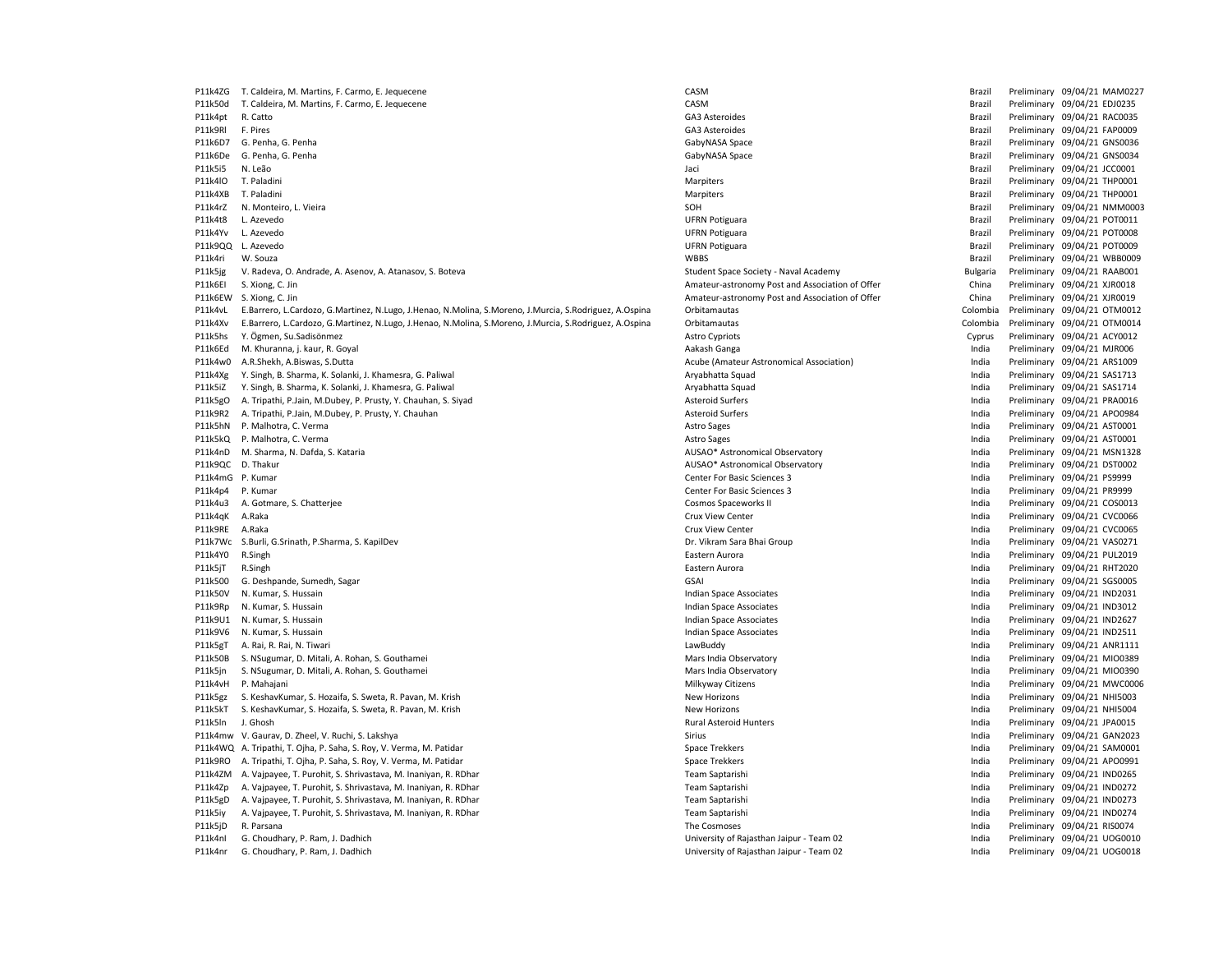| | | | | | | |
|---|---|---|---|---|---|---|
| P11k4ZG | T. Caldeira, M. Martins, F. Carmo, E. Jequecene | CASM | Brazil | Preliminary | 09/04/21 | MAM0227 |
| P11k50d | T. Caldeira, M. Martins, F. Carmo, E. Jequecene | CASM | Brazil | Preliminary | 09/04/21 | EDJ0235 |
| P11k4pt | R. Catto | GA3 Asteroides | Brazil | Preliminary | 09/04/21 | RAC0035 |
| P11k9Rl | F. Pires | GA3 Asteroides | Brazil | Preliminary | 09/04/21 | FAP0009 |
| P11k6D7 | G. Penha, G. Penha | GabyNASA Space | Brazil | Preliminary | 09/04/21 | GNS0036 |
| P11k6De | G. Penha, G. Penha | GabyNASA Space | Brazil | Preliminary | 09/04/21 | GNS0034 |
| P11k5i5 | N. Leão | Jaci | Brazil | Preliminary | 09/04/21 | JCC0001 |
| P11k4lO | T. Paladini | Marpiters | Brazil | Preliminary | 09/04/21 | THP0001 |
| P11k4XB | T. Paladini | Marpiters | Brazil | Preliminary | 09/04/21 | THP0001 |
| P11k4rZ | N. Monteiro, L. Vieira | SOH | Brazil | Preliminary | 09/04/21 | NMM0003 |
| P11k4t8 | L. Azevedo | UFRN Potiguara | Brazil | Preliminary | 09/04/21 | POT0011 |
| P11k4Yv | L. Azevedo | UFRN Potiguara | Brazil | Preliminary | 09/04/21 | POT0008 |
| P11k9QQ | L. Azevedo | UFRN Potiguara | Brazil | Preliminary | 09/04/21 | POT0009 |
| P11k4ri | W. Souza | WBBS | Brazil | Preliminary | 09/04/21 | WBB0009 |
| P11k5jg | V. Radeva, O. Andrade, A. Asenov, A. Atanasov, S. Boteva | Student Space Society - Naval Academy | Bulgaria | Preliminary | 09/04/21 | RAAB001 |
| P11k6El | S. Xiong, C. Jin | Amateur-astronomy Post and Association of Offer | China | Preliminary | 09/04/21 | XJR0018 |
| P11k6EW | S. Xiong, C. Jin | Amateur-astronomy Post and Association of Offer | China | Preliminary | 09/04/21 | XJR0019 |
| P11k4vL | E.Barrero, L.Cardozo, G.Martinez, N.Lugo, J.Henao, N.Molina, S.Moreno, J.Murcia, S.Rodriguez, A.Ospina | Orbitamautas | Colombia | Preliminary | 09/04/21 | OTM0012 |
| P11k4Xv | E.Barrero, L.Cardozo, G.Martinez, N.Lugo, J.Henao, N.Molina, S.Moreno, J.Murcia, S.Rodriguez, A.Ospina | Orbitamautas | Colombia | Preliminary | 09/04/21 | OTM0014 |
| P11k5hs | Y. Ögmen, Su.Sadisönmez | Astro Cypriots | Cyprus | Preliminary | 09/04/21 | ACY0012 |
| P11k6Ed | M. Khuranna, j. kaur, R. Goyal | Aakash Ganga | India | Preliminary | 09/04/21 | MJR006 |
| P11k4w0 | A.R.Shekh, A.Biswas, S.Dutta | Acube (Amateur Astronomical Association) | India | Preliminary | 09/04/21 | ARS1009 |
| P11k4Xg | Y. Singh, B. Sharma, K. Solanki, J. Khamesra, G. Paliwal | Aryabhatta Squad | India | Preliminary | 09/04/21 | SAS1713 |
| P11k5iZ | Y. Singh, B. Sharma, K. Solanki, J. Khamesra, G. Paliwal | Aryabhatta Squad | India | Preliminary | 09/04/21 | SAS1714 |
| P11k5gO | A. Tripathi, P.Jain, M.Dubey, P. Prusty, Y. Chauhan, S. Siyad | Asteroid Surfers | India | Preliminary | 09/04/21 | PRA0016 |
| P11k9R2 | A. Tripathi, P.Jain, M.Dubey, P. Prusty, Y. Chauhan | Asteroid Surfers | India | Preliminary | 09/04/21 | APO0984 |
| P11k5hN | P. Malhotra, C. Verma | Astro Sages | India | Preliminary | 09/04/21 | AST0001 |
| P11k5kQ | P. Malhotra, C. Verma | Astro Sages | India | Preliminary | 09/04/21 | AST0001 |
| P11k4nD | M. Sharma, N. Dafda, S. Kataria | AUSAO* Astronomical Observatory | India | Preliminary | 09/04/21 | MSN1328 |
| P11k9QC | D. Thakur | AUSAO* Astronomical Observatory | India | Preliminary | 09/04/21 | DST0002 |
| P11k4mG | P. Kumar | Center For Basic Sciences 3 | India | Preliminary | 09/04/21 | PS9999 |
| P11k4p4 | P. Kumar | Center For Basic Sciences 3 | India | Preliminary | 09/04/21 | PR9999 |
| P11k4u3 | A. Gotmare, S. Chatterjee | Cosmos Spaceworks II | India | Preliminary | 09/04/21 | COS0013 |
| P11k4qK | A.Raka | Crux View Center | India | Preliminary | 09/04/21 | CVC0066 |
| P11k9RE | A.Raka | Crux View Center | India | Preliminary | 09/04/21 | CVC0065 |
| P11k7Wc | S.Burli, G.Srinath, P.Sharma, S. KapilDev | Dr. Vikram Sara Bhai Group | India | Preliminary | 09/04/21 | VAS0271 |
| P11k4Y0 | R.Singh | Eastern Aurora | India | Preliminary | 09/04/21 | PUL2019 |
| P11k5jT | R.Singh | Eastern Aurora | India | Preliminary | 09/04/21 | RHT2020 |
| P11k500 | G. Deshpande, Sumedh, Sagar | GSAI | India | Preliminary | 09/04/21 | SGS0005 |
| P11k50V | N. Kumar, S. Hussain | Indian Space Associates | India | Preliminary | 09/04/21 | IND2031 |
| P11k9Rp | N. Kumar, S. Hussain | Indian Space Associates | India | Preliminary | 09/04/21 | IND3012 |
| P11k9U1 | N. Kumar, S. Hussain | Indian Space Associates | India | Preliminary | 09/04/21 | IND2627 |
| P11k9V6 | N. Kumar, S. Hussain | Indian Space Associates | India | Preliminary | 09/04/21 | IND2511 |
| P11k5gT | A. Rai, R. Rai, N. Tiwari | LawBuddy | India | Preliminary | 09/04/21 | ANR1111 |
| P11k50B | S. NSugumar, D. Mitali, A. Rohan, S. Gouthamei | Mars India Observatory | India | Preliminary | 09/04/21 | MIO0389 |
| P11k5jn | S. NSugumar, D. Mitali, A. Rohan, S. Gouthamei | Mars India Observatory | India | Preliminary | 09/04/21 | MIO0390 |
| P11k4vH | P. Mahajani | Milkyway Citizens | India | Preliminary | 09/04/21 | MWC0006 |
| P11k5gz | S. KeshavKumar, S. Hozaifa, S. Sweta, R. Pavan, M. Krish | New Horizons | India | Preliminary | 09/04/21 | NHI5003 |
| P11k5kT | S. KeshavKumar, S. Hozaifa, S. Sweta, R. Pavan, M. Krish | New Horizons | India | Preliminary | 09/04/21 | NHI5004 |
| P11k5ln | J. Ghosh | Rural Asteroid Hunters | India | Preliminary | 09/04/21 | JPA0015 |
| P11k4mw | V. Gaurav, D. Zheel, V. Ruchi, S. Lakshya | Sirius | India | Preliminary | 09/04/21 | GAN2023 |
| P11k4WQ | A. Tripathi, T. Ojha, P. Saha, S. Roy, V. Verma, M. Patidar | Space Trekkers | India | Preliminary | 09/04/21 | SAM0001 |
| P11k9RO | A. Tripathi, T. Ojha, P. Saha, S. Roy, V. Verma, M. Patidar | Space Trekkers | India | Preliminary | 09/04/21 | APO0991 |
| P11k4ZM | A. Vajpayee, T. Purohit, S. Shrivastava, M. Inaniyan, R. RDhar | Team Saptarishi | India | Preliminary | 09/04/21 | IND0265 |
| P11k4Zp | A. Vajpayee, T. Purohit, S. Shrivastava, M. Inaniyan, R. RDhar | Team Saptarishi | India | Preliminary | 09/04/21 | IND0272 |
| P11k5gD | A. Vajpayee, T. Purohit, S. Shrivastava, M. Inaniyan, R. RDhar | Team Saptarishi | India | Preliminary | 09/04/21 | IND0273 |
| P11k5iy | A. Vajpayee, T. Purohit, S. Shrivastava, M. Inaniyan, R. RDhar | Team Saptarishi | India | Preliminary | 09/04/21 | IND0274 |
| P11k5jD | R. Parsana | The Cosmoses | India | Preliminary | 09/04/21 | RIS0074 |
| P11k4nI | G. Choudhary, P. Ram, J. Dadhich | University of Rajasthan Jaipur - Team 02 | India | Preliminary | 09/04/21 | UOG0010 |
| P11k4nr | G. Choudhary, P. Ram, J. Dadhich | University of Rajasthan Jaipur - Team 02 | India | Preliminary | 09/04/21 | UOG0018 |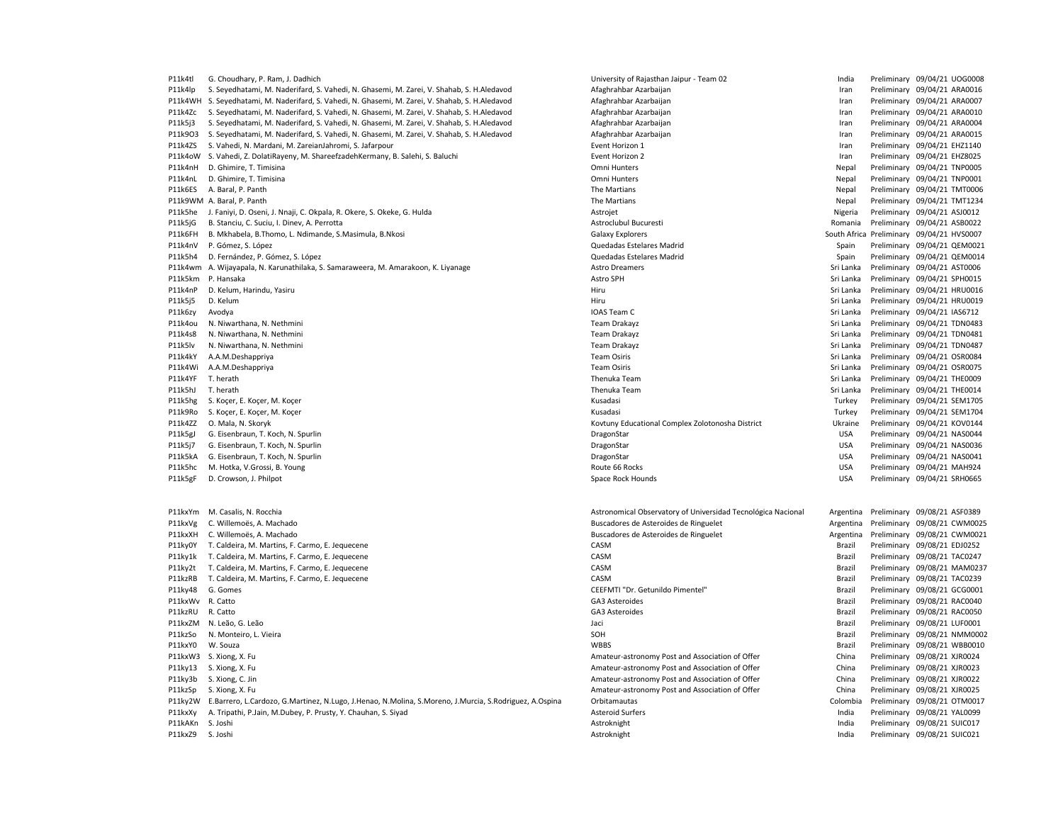| | | | | | | |
|---|---|---|---|---|---|---|
| P11k4tl | G. Choudhary, P. Ram, J. Dadhich | University of Rajasthan Jaipur - Team 02 | India | Preliminary | 09/04/21 | UOG0008 |
| P11k4lp | S. Seyedhatami, M. Naderifard, S. Vahedi, N. Ghasemi, M. Zarei, V. Shahab, S. H.Aledavod | Afaghrahbar Azarbaijan | Iran | Preliminary | 09/04/21 | ARA0016 |
| P11k4WH | S. Seyedhatami, M. Naderifard, S. Vahedi, N. Ghasemi, M. Zarei, V. Shahab, S. H.Aledavod | Afaghrahbar Azarbaijan | Iran | Preliminary | 09/04/21 | ARA0007 |
| P11k4Zc | S. Seyedhatami, M. Naderifard, S. Vahedi, N. Ghasemi, M. Zarei, V. Shahab, S. H.Aledavod | Afaghrahbar Azarbaijan | Iran | Preliminary | 09/04/21 | ARA0010 |
| P11k5j3 | S. Seyedhatami, M. Naderifard, S. Vahedi, N. Ghasemi, M. Zarei, V. Shahab, S. H.Aledavod | Afaghrahbar Azarbaijan | Iran | Preliminary | 09/04/21 | ARA0004 |
| P11k9O3 | S. Seyedhatami, M. Naderifard, S. Vahedi, N. Ghasemi, M. Zarei, V. Shahab, S. H.Aledavod | Afaghrahbar Azarbaijan | Iran | Preliminary | 09/04/21 | ARA0015 |
| P11k4ZS | S. Vahedi, N. Mardani, M. ZareianJahromi, S. Jafarpour | Event Horizon 1 | Iran | Preliminary | 09/04/21 | EHZ1140 |
| P11k4oW | S. Vahedi, Z. DolatiRayeny, M. ShareefzadehKermany, B. Salehi, S. Baluchi | Event Horizon 2 | Iran | Preliminary | 09/04/21 | EHZ8025 |
| P11k4nH | D. Ghimire, T. Timisina | Omni Hunters | Nepal | Preliminary | 09/04/21 | TNP0005 |
| P11k4nL | D. Ghimire, T. Timisina | Omni Hunters | Nepal | Preliminary | 09/04/21 | TNP0001 |
| P11k6ES | A. Baral, P. Panth | The Martians | Nepal | Preliminary | 09/04/21 | TMT0006 |
| P11k9WM | A. Baral, P. Panth | The Martians | Nepal | Preliminary | 09/04/21 | TMT1234 |
| P11k5he | J. Faniyi, D. Oseni, J. Nnaji, C. Okpala, R. Okere, S. Okeke, G. Hulda | Astrojet | Nigeria | Preliminary | 09/04/21 | ASJ0012 |
| P11k5jG | B. Stanciu, C. Suciu, I. Dinev, A. Perrotta | Astroclubul Bucuresti | Romania | Preliminary | 09/04/21 | ASB0022 |
| P11k6FH | B. Mkhabela, B.Thomo, L. Ndimande, S.Masimula, B.Nkosi | Galaxy Explorers | South Africa | Preliminary | 09/04/21 | HVS0007 |
| P11k4nV | P. Gómez, S. López | Quedadas Estelares Madrid | Spain | Preliminary | 09/04/21 | QEM0021 |
| P11k5h4 | D. Fernández, P. Gómez, S. López | Quedadas Estelares Madrid | Spain | Preliminary | 09/04/21 | QEM0014 |
| P11k4wm | A. Wijayapala, N. Karunathilaka, S. Samaraweera, M. Amarakoon, K. Liyanage | Astro Dreamers | Sri Lanka | Preliminary | 09/04/21 | AST0006 |
| P11k5km | P. Hansaka | Astro SPH | Sri Lanka | Preliminary | 09/04/21 | SPH0015 |
| P11k4nP | D. Kelum, Harindu, Yasiru | Hiru | Sri Lanka | Preliminary | 09/04/21 | HRU0016 |
| P11k5j5 | D. Kelum | Hiru | Sri Lanka | Preliminary | 09/04/21 | HRU0019 |
| P11k6zy | Avodya | IOAS Team C | Sri Lanka | Preliminary | 09/04/21 | IAS6712 |
| P11k4ou | N. Niwarthana, N. Nethmini | Team Drakayz | Sri Lanka | Preliminary | 09/04/21 | TDN0483 |
| P11k4s8 | N. Niwarthana, N. Nethmini | Team Drakayz | Sri Lanka | Preliminary | 09/04/21 | TDN0481 |
| P11k5lv | N. Niwarthana, N. Nethmini | Team Drakayz | Sri Lanka | Preliminary | 09/04/21 | TDN0487 |
| P11k4kY | A.A.M.Deshappriya | Team Osiris | Sri Lanka | Preliminary | 09/04/21 | OSR0084 |
| P11k4Wi | A.A.M.Deshappriya | Team Osiris | Sri Lanka | Preliminary | 09/04/21 | OSR0075 |
| P11k4YF | T. herath | Thenuka Team | Sri Lanka | Preliminary | 09/04/21 | THE0009 |
| P11k5hJ | T. herath | Thenuka Team | Sri Lanka | Preliminary | 09/04/21 | THE0014 |
| P11k5hg | S. Koçer, E. Koçer, M. Koçer | Kusadasi | Turkey | Preliminary | 09/04/21 | SEM1705 |
| P11k9Ro | S. Koçer, E. Koçer, M. Koçer | Kusadasi | Turkey | Preliminary | 09/04/21 | SEM1704 |
| P11k4ZZ | O. Mala, N. Skoryk | Kovtuny Educational Complex Zolotonosha District | Ukraine | Preliminary | 09/04/21 | KOV0144 |
| P11k5gJ | G. Eisenbraun, T. Koch, N. Spurlin | DragonStar | USA | Preliminary | 09/04/21 | NAS0044 |
| P11k5j7 | G. Eisenbraun, T. Koch, N. Spurlin | DragonStar | USA | Preliminary | 09/04/21 | NAS0036 |
| P11k5kA | G. Eisenbraun, T. Koch, N. Spurlin | DragonStar | USA | Preliminary | 09/04/21 | NAS0041 |
| P11k5hc | M. Hotka, V.Grossi, B. Young | Route 66 Rocks | USA | Preliminary | 09/04/21 | MAH924 |
| P11k5gF | D. Crowson, J. Philpot | Space Rock Hounds | USA | Preliminary | 09/04/21 | SRH0665 |

| | | | | | | |
|---|---|---|---|---|---|---|
| P11kxYm | M. Casalis, N. Rocchia | Astronomical Observatory of Universidad Tecnológica Nacional | Argentina | Preliminary | 09/08/21 | ASF0389 |
| P11kxVg | C. Willemoës, A. Machado | Buscadores de Asteroides de Ringuelet | Argentina | Preliminary | 09/08/21 | CWM0025 |
| P11kxXH | C. Willemoës, A. Machado | Buscadores de Asteroides de Ringuelet | Argentina | Preliminary | 09/08/21 | CWM0021 |
| P11ky0Y | T. Caldeira, M. Martins, F. Carmo, E. Jequecene | CASM | Brazil | Preliminary | 09/08/21 | EDJ0252 |
| P11ky1k | T. Caldeira, M. Martins, F. Carmo, E. Jequecene | CASM | Brazil | Preliminary | 09/08/21 | TAC0247 |
| P11ky2t | T. Caldeira, M. Martins, F. Carmo, E. Jequecene | CASM | Brazil | Preliminary | 09/08/21 | MAM0237 |
| P11kzRB | T. Caldeira, M. Martins, F. Carmo, E. Jequecene | CASM | Brazil | Preliminary | 09/08/21 | TAC0239 |
| P11ky48 | G. Gomes | CEEFMTI "Dr. Getunildo Pimentel" | Brazil | Preliminary | 09/08/21 | GCG0001 |
| P11kxWv | R. Catto | GA3 Asteroides | Brazil | Preliminary | 09/08/21 | RAC0040 |
| P11kzRU | R. Catto | GA3 Asteroides | Brazil | Preliminary | 09/08/21 | RAC0050 |
| P11kxZM | N. Leão, G. Leão | Jaci | Brazil | Preliminary | 09/08/21 | LUF0001 |
| P11kzSo | N. Monteiro, L. Vieira | SOH | Brazil | Preliminary | 09/08/21 | NMM0002 |
| P11kxY0 | W. Souza | WBBS | Brazil | Preliminary | 09/08/21 | WBB0010 |
| P11kxW3 | S. Xiong, X. Fu | Amateur-astronomy Post and Association of Offer | China | Preliminary | 09/08/21 | XJR0024 |
| P11ky13 | S. Xiong, X. Fu | Amateur-astronomy Post and Association of Offer | China | Preliminary | 09/08/21 | XJR0023 |
| P11ky3b | S. Xiong, C. Jin | Amateur-astronomy Post and Association of Offer | China | Preliminary | 09/08/21 | XJR0022 |
| P11kzSp | S. Xiong, X. Fu | Amateur-astronomy Post and Association of Offer | China | Preliminary | 09/08/21 | XJR0025 |
| P11ky2W | E.Barrero, L.Cardozo, G.Martinez, N.Lugo, J.Henao, N.Molina, S.Moreno, J.Murcia, S.Rodriguez, A.Ospina | Orbitamautas | Colombia | Preliminary | 09/08/21 | OTM0017 |
| P11kxXy | A. Tripathi, P.Jain, M.Dubey, P. Prusty, Y. Chauhan, S. Siyad | Asteroid Surfers | India | Preliminary | 09/08/21 | YAL0099 |
| P11kAKn | S. Joshi | Astroknight | India | Preliminary | 09/08/21 | SUIC017 |
| P11kxZ9 | S. Joshi | Astroknight | India | Preliminary | 09/08/21 | SUIC021 |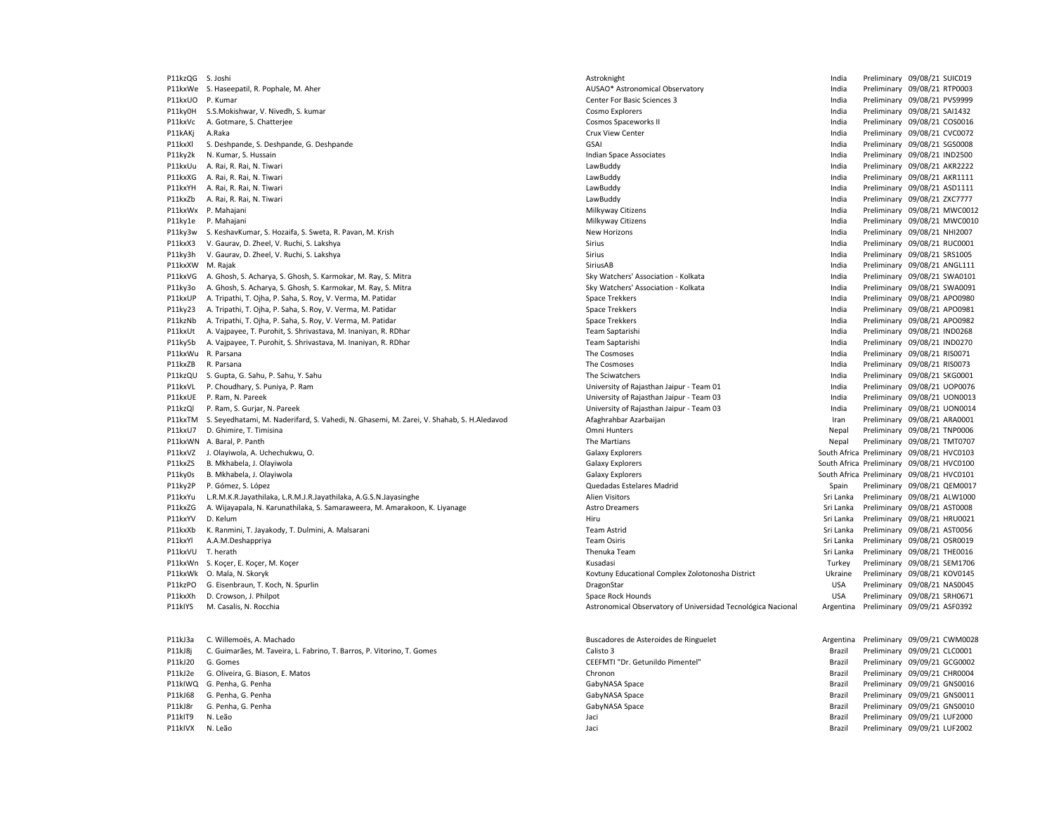| | | | | | | |
|---|---|---|---|---|---|---|
| P11kzQG | S. Joshi | Astroknight | India | Preliminary | 09/08/21 | SUIC019 |
| P11kxWe | S. Haseepatil, R. Pophale, M. Aher | AUSAO* Astronomical Observatory | India | Preliminary | 09/08/21 | RTP0003 |
| P11kxUO | P. Kumar | Center For Basic Sciences 3 | India | Preliminary | 09/08/21 | PVS9999 |
| P11ky0H | S.S.Mokishwar, V. Nivedh, S. kumar | Cosmo Explorers | India | Preliminary | 09/08/21 | SAI1432 |
| P11kxVc | A. Gotmare, S. Chatterjee | Cosmos Spaceworks II | India | Preliminary | 09/08/21 | COS0016 |
| P11kAKj | A.Raka | Crux View Center | India | Preliminary | 09/08/21 | CVC0072 |
| P11kxXl | S. Deshpande, S. Deshpande, G. Deshpande | GSAI | India | Preliminary | 09/08/21 | SGS0008 |
| P11ky2k | N. Kumar, S. Hussain | Indian Space Associates | India | Preliminary | 09/08/21 | IND2500 |
| P11kxUu | A. Rai, R. Rai, N. Tiwari | LawBuddy | India | Preliminary | 09/08/21 | AKR2222 |
| P11kxXG | A. Rai, R. Rai, N. Tiwari | LawBuddy | India | Preliminary | 09/08/21 | AKR1111 |
| P11kxYH | A. Rai, R. Rai, N. Tiwari | LawBuddy | India | Preliminary | 09/08/21 | ASD1111 |
| P11kxZb | A. Rai, R. Rai, N. Tiwari | LawBuddy | India | Preliminary | 09/08/21 | ZXC7777 |
| P11kxWx | P. Mahajani | Milkyway Citizens | India | Preliminary | 09/08/21 | MWC0012 |
| P11ky1e | P. Mahajani | Milkyway Citizens | India | Preliminary | 09/08/21 | MWC0010 |
| P11ky3w | S. KeshavKumar, S. Hozaifa, S. Sweta, R. Pavan, M. Krish | New Horizons | India | Preliminary | 09/08/21 | NHI2007 |
| P11kxX3 | V. Gaurav, D. Zheel, V. Ruchi, S. Lakshya | Sirius | India | Preliminary | 09/08/21 | RUC0001 |
| P11ky3h | V. Gaurav, D. Zheel, V. Ruchi, S. Lakshya | Sirius | India | Preliminary | 09/08/21 | SRS1005 |
| P11kxXW | M. Rajak | SiriusAB | India | Preliminary | 09/08/21 | ANGL111 |
| P11kxVG | A. Ghosh, S. Acharya, S. Ghosh, S. Karmokar, M. Ray, S. Mitra | Sky Watchers' Association - Kolkata | India | Preliminary | 09/08/21 | SWA0101 |
| P11ky3o | A. Ghosh, S. Acharya, S. Ghosh, S. Karmokar, M. Ray, S. Mitra | Sky Watchers' Association - Kolkata | India | Preliminary | 09/08/21 | SWA0091 |
| P11kxUP | A. Tripathi, T. Ojha, P. Saha, S. Roy, V. Verma, M. Patidar | Space Trekkers | India | Preliminary | 09/08/21 | APO0980 |
| P11ky23 | A. Tripathi, T. Ojha, P. Saha, S. Roy, V. Verma, M. Patidar | Space Trekkers | India | Preliminary | 09/08/21 | APO0981 |
| P11kzNb | A. Tripathi, T. Ojha, P. Saha, S. Roy, V. Verma, M. Patidar | Space Trekkers | India | Preliminary | 09/08/21 | APO0982 |
| P11kxUt | A. Vajpayee, T. Purohit, S. Shrivastava, M. Inaniyan, R. RDhar | Team Saptarishi | India | Preliminary | 09/08/21 | IND0268 |
| P11ky5b | A. Vajpayee, T. Purohit, S. Shrivastava, M. Inaniyan, R. RDhar | Team Saptarishi | India | Preliminary | 09/08/21 | IND0270 |
| P11kxWu | R. Parsana | The Cosmoses | India | Preliminary | 09/08/21 | RIS0071 |
| P11kxZB | R. Parsana | The Cosmoses | India | Preliminary | 09/08/21 | RIS0073 |
| P11kzQU | S. Gupta, G. Sahu, P. Sahu, Y. Sahu | The Sciwatchers | India | Preliminary | 09/08/21 | SKG0001 |
| P11kxVL | P. Choudhary, S. Puniya, P. Ram | University of Rajasthan Jaipur - Team 01 | India | Preliminary | 09/08/21 | UOP0076 |
| P11kxUE | P. Ram, N. Pareek | University of Rajasthan Jaipur - Team 03 | India | Preliminary | 09/08/21 | UON0013 |
| P11kzQl | P. Ram, S. Gurjar, N. Pareek | University of Rajasthan Jaipur - Team 03 | India | Preliminary | 09/08/21 | UON0014 |
| P11kxTM | S. Seyedhatami, M. Naderifard, S. Vahedi, N. Ghasemi, M. Zarei, V. Shahab, S. H.Aledavod | Afaghrahbar Azarbaijan | Iran | Preliminary | 09/08/21 | ARA0001 |
| P11kxU7 | D. Ghimire, T. Timisina | Omni Hunters | Nepal | Preliminary | 09/08/21 | TNP0006 |
| P11kxWN | A. Baral, P. Panth | The Martians | Nepal | Preliminary | 09/08/21 | TMT0707 |
| P11kxVZ | J. Olayiwola, A. Uchechukwu, O. | Galaxy Explorers | South Africa | Preliminary | 09/08/21 | HVC0103 |
| P11kxZS | B. Mkhabela, J. Olayiwola | Galaxy Explorers | South Africa | Preliminary | 09/08/21 | HVC0100 |
| P11ky0s | B. Mkhabela, J. Olayiwola | Galaxy Explorers | South Africa | Preliminary | 09/08/21 | HVC0101 |
| P11ky2P | P. Gómez, S. López | Quedadas Estelares Madrid | Spain | Preliminary | 09/08/21 | QEM0017 |
| P11kxYu | L.R.M.K.R.Jayathilaka, L.R.M.J.R.Jayathilaka, A.G.S.N.Jayasinghe | Alien Visitors | Sri Lanka | Preliminary | 09/08/21 | ALW1000 |
| P11kxZG | A. Wijayapala, N. Karunathilaka, S. Samaraweera, M. Amarakoon, K. Liyanage | Astro Dreamers | Sri Lanka | Preliminary | 09/08/21 | AST0008 |
| P11kxYV | D. Kelum | Hiru | Sri Lanka | Preliminary | 09/08/21 | HRU0021 |
| P11kxXb | K. Ranmini, T. Jayakody, T. Dulmini, A. Malsarani | Team Astrid | Sri Lanka | Preliminary | 09/08/21 | AST0056 |
| P11kxYl | A.A.M.Deshappriya | Team Osiris | Sri Lanka | Preliminary | 09/08/21 | OSR0019 |
| P11kxVU | T. herath | Thenuka Team | Sri Lanka | Preliminary | 09/08/21 | THE0016 |
| P11kxWn | S. Koçer, E. Koçer, M. Koçer | Kusadasi | Turkey | Preliminary | 09/08/21 | SEM1706 |
| P11kxWk | O. Mala, N. Skoryk | Kovtuny Educational Complex Zolotonosha District | Ukraine | Preliminary | 09/08/21 | KOV0145 |
| P11kzPO | G. Eisenbraun, T. Koch, N. Spurlin | DragonStar | USA | Preliminary | 09/08/21 | NAS0045 |
| P11kxXh | D. Crowson, J. Philpot | Space Rock Hounds | USA | Preliminary | 09/08/21 | SRH0671 |
| P11klYS | M. Casalis, N. Rocchia | Astronomical Observatory of Universidad Tecnológica Nacional | Argentina | Preliminary | 09/09/21 | ASF0392 |
| P11kJ3a | C. Willemoës, A. Machado | Buscadores de Asteroides de Ringuelet | Argentina | Preliminary | 09/09/21 | CWM0028 |
| P11kJ8j | C. Guimarães, M. Taveira, L. Fabrino, T. Barros, P. Vitorino, T. Gomes | Calisto 3 | Brazil | Preliminary | 09/09/21 | CLC0001 |
| P11kJ20 | G. Gomes | CEEFMTI "Dr. Getunildo Pimentel" | Brazil | Preliminary | 09/09/21 | GCG0002 |
| P11kJ2e | G. Oliveira, G. Biason, E. Matos | Chronon | Brazil | Preliminary | 09/09/21 | CHR0004 |
| P11klWQ | G. Penha, G. Penha | GabyNASA Space | Brazil | Preliminary | 09/09/21 | GNS0016 |
| P11kJ68 | G. Penha, G. Penha | GabyNASA Space | Brazil | Preliminary | 09/09/21 | GNS0011 |
| P11kJ8r | G. Penha, G. Penha | GabyNASA Space | Brazil | Preliminary | 09/09/21 | GNS0010 |
| P11klT9 | N. Leão | Jaci | Brazil | Preliminary | 09/09/21 | LUF2000 |
| P11klVX | N. Leão | Jaci | Brazil | Preliminary | 09/09/21 | LUF2002 |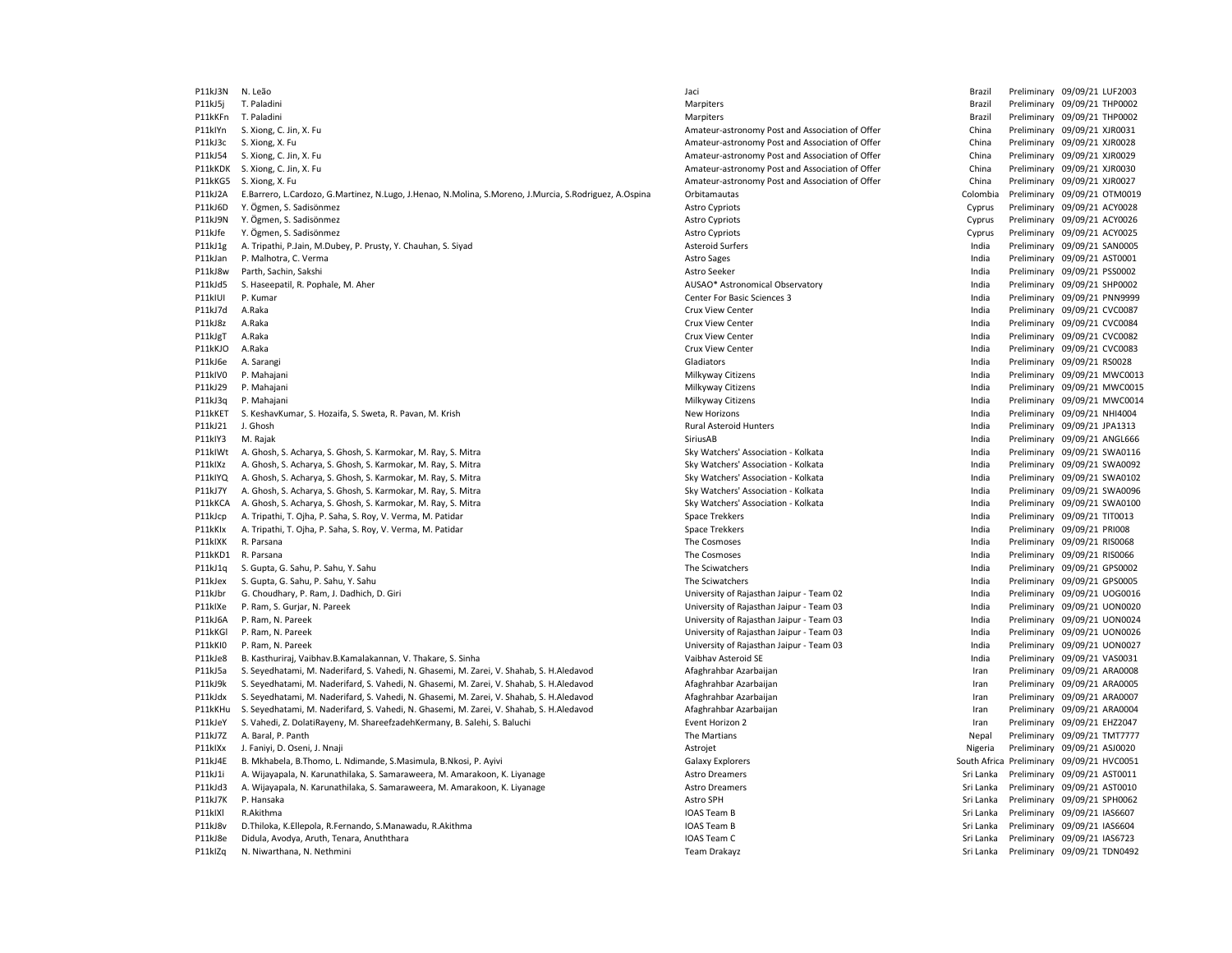| | | | | | | |
|---|---|---|---|---|---|---|
| P11kJ3N | N. Leão | Jaci | Brazil | Preliminary | 09/09/21 | LUF2003 |
| P11kJ5j | T. Paladini | Marpiters | Brazil | Preliminary | 09/09/21 | THP0002 |
| P11kKFn | T. Paladini | Marpiters | Brazil | Preliminary | 09/09/21 | THP0002 |
| P11klYn | S. Xiong, C. Jin, X. Fu | Amateur-astronomy Post and Association of Offer | China | Preliminary | 09/09/21 | XJR0031 |
| P11kJ3c | S. Xiong, X. Fu | Amateur-astronomy Post and Association of Offer | China | Preliminary | 09/09/21 | XJR0028 |
| P11kJ54 | S. Xiong, C. Jin, X. Fu | Amateur-astronomy Post and Association of Offer | China | Preliminary | 09/09/21 | XJR0029 |
| P11kKDK | S. Xiong, C. Jin, X. Fu | Amateur-astronomy Post and Association of Offer | China | Preliminary | 09/09/21 | XJR0030 |
| P11kKG5 | S. Xiong, X. Fu | Amateur-astronomy Post and Association of Offer | China | Preliminary | 09/09/21 | XJR0027 |
| P11kJ2A | E.Barrero, L.Cardozo, G.Martinez, N.Lugo, J.Henao, N.Molina, S.Moreno, J.Murcia, S.Rodriguez, A.Ospina | Orbitamautas | Colombia | Preliminary | 09/09/21 | OTM0019 |
| P11kJ6D | Y. Ögmen, S. Sadisönmez | Astro Cypriots | Cyprus | Preliminary | 09/09/21 | ACY0028 |
| P11kJ9N | Y. Ögmen, S. Sadisönmez | Astro Cypriots | Cyprus | Preliminary | 09/09/21 | ACY0026 |
| P11kJfe | Y. Ögmen, S. Sadisönmez | Astro Cypriots | Cyprus | Preliminary | 09/09/21 | ACY0025 |
| P11kJ1g | A. Tripathi, P.Jain, M.Dubey, P. Prusty, Y. Chauhan, S. Siyad | Asteroid Surfers | India | Preliminary | 09/09/21 | SAN0005 |
| P11kJan | P. Malhotra, C. Verma | Astro Sages | India | Preliminary | 09/09/21 | AST0001 |
| P11kJ8w | Parth, Sachin, Sakshi | Astro Seeker | India | Preliminary | 09/09/21 | PSS0002 |
| P11kJd5 | S. Haseepatil, R. Pophale, M. Aher | AUSAO* Astronomical Observatory | India | Preliminary | 09/09/21 | SHP0002 |
| P11klUl | P. Kumar | Center For Basic Sciences 3 | India | Preliminary | 09/09/21 | PNN9999 |
| P11kJ7d | A.Raka | Crux View Center | India | Preliminary | 09/09/21 | CVC0087 |
| P11kJ8z | A.Raka | Crux View Center | India | Preliminary | 09/09/21 | CVC0084 |
| P11kJgT | A.Raka | Crux View Center | India | Preliminary | 09/09/21 | CVC0082 |
| P11kKJO | A.Raka | Crux View Center | India | Preliminary | 09/09/21 | CVC0083 |
| P11kJ6e | A. Sarangi | Gladiators | India | Preliminary | 09/09/21 | RS0028 |
| P11klV0 | P. Mahajani | Milkyway Citizens | India | Preliminary | 09/09/21 | MWC0013 |
| P11kJ29 | P. Mahajani | Milkyway Citizens | India | Preliminary | 09/09/21 | MWC0015 |
| P11kJ3q | P. Mahajani | Milkyway Citizens | India | Preliminary | 09/09/21 | MWC0014 |
| P11kKET | S. KeshavKumar, S. Hozaifa, S. Sweta, R. Pavan, M. Krish | New Horizons | India | Preliminary | 09/09/21 | NHI4004 |
| P11kJ21 | J. Ghosh | Rural Asteroid Hunters | India | Preliminary | 09/09/21 | JPA1313 |
| P11klY3 | M. Rajak | SiriusAB | India | Preliminary | 09/09/21 | ANGL666 |
| P11klWt | A. Ghosh, S. Acharya, S. Ghosh, S. Karmokar, M. Ray, S. Mitra | Sky Watchers' Association - Kolkata | India | Preliminary | 09/09/21 | SWA0116 |
| P11klXz | A. Ghosh, S. Acharya, S. Ghosh, S. Karmokar, M. Ray, S. Mitra | Sky Watchers' Association - Kolkata | India | Preliminary | 09/09/21 | SWA0092 |
| P11klYQ | A. Ghosh, S. Acharya, S. Ghosh, S. Karmokar, M. Ray, S. Mitra | Sky Watchers' Association - Kolkata | India | Preliminary | 09/09/21 | SWA0102 |
| P11kJ7Y | A. Ghosh, S. Acharya, S. Ghosh, S. Karmokar, M. Ray, S. Mitra | Sky Watchers' Association - Kolkata | India | Preliminary | 09/09/21 | SWA0096 |
| P11kKCA | A. Ghosh, S. Acharya, S. Ghosh, S. Karmokar, M. Ray, S. Mitra | Sky Watchers' Association - Kolkata | India | Preliminary | 09/09/21 | SWA0100 |
| P11kJcp | A. Tripathi, T. Ojha, P. Saha, S. Roy, V. Verma, M. Patidar | Space Trekkers | India | Preliminary | 09/09/21 | TIT0013 |
| P11kKlx | A. Tripathi, T. Ojha, P. Saha, S. Roy, V. Verma, M. Patidar | Space Trekkers | India | Preliminary | 09/09/21 | PRI008 |
| P11klXK | R. Parsana | The Cosmoses | India | Preliminary | 09/09/21 | RIS0068 |
| P11kKD1 | R. Parsana | The Cosmoses | India | Preliminary | 09/09/21 | RIS0066 |
| P11kJ1q | S. Gupta, G. Sahu, P. Sahu, Y. Sahu | The Sciwatchers | India | Preliminary | 09/09/21 | GPS0002 |
| P11kJex | S. Gupta, G. Sahu, P. Sahu, Y. Sahu | The Sciwatchers | India | Preliminary | 09/09/21 | GPS0005 |
| P11kJbr | G. Choudhary, P. Ram, J. Dadhich, D. Giri | University of Rajasthan Jaipur - Team 02 | India | Preliminary | 09/09/21 | UOG0016 |
| P11klXe | P. Ram, S. Gurjar, N. Pareek | University of Rajasthan Jaipur - Team 03 | India | Preliminary | 09/09/21 | UON0020 |
| P11kJ6A | P. Ram, N. Pareek | University of Rajasthan Jaipur - Team 03 | India | Preliminary | 09/09/21 | UON0024 |
| P11kKGl | P. Ram, N. Pareek | University of Rajasthan Jaipur - Team 03 | India | Preliminary | 09/09/21 | UON0026 |
| P11kKI0 | P. Ram, N. Pareek | University of Rajasthan Jaipur - Team 03 | India | Preliminary | 09/09/21 | UON0027 |
| P11kJe8 | B. Kasthuriraj, Vaibhav.B.Kamalakannan, V. Thakare, S. Sinha | Vaibhav Asteroid SE | India | Preliminary | 09/09/21 | VAS0031 |
| P11kJ5a | S. Seyedhatami, M. Naderifard, S. Vahedi, N. Ghasemi, M. Zarei, V. Shahab, S. H.Aledavod | Afaghrahbar Azarbaijan | Iran | Preliminary | 09/09/21 | ARA0008 |
| P11kJ9k | S. Seyedhatami, M. Naderifard, S. Vahedi, N. Ghasemi, M. Zarei, V. Shahab, S. H.Aledavod | Afaghrahbar Azarbaijan | Iran | Preliminary | 09/09/21 | ARA0005 |
| P11kJdx | S. Seyedhatami, M. Naderifard, S. Vahedi, N. Ghasemi, M. Zarei, V. Shahab, S. H.Aledavod | Afaghrahbar Azarbaijan | Iran | Preliminary | 09/09/21 | ARA0007 |
| P11kKHu | S. Seyedhatami, M. Naderifard, S. Vahedi, N. Ghasemi, M. Zarei, V. Shahab, S. H.Aledavod | Afaghrahbar Azarbaijan | Iran | Preliminary | 09/09/21 | ARA0004 |
| P11kJeY | S. Vahedi, Z. DolatiRayeny, M. ShareefzadehKermany, B. Salehi, S. Baluchi | Event Horizon 2 | Iran | Preliminary | 09/09/21 | EHZ2047 |
| P11kJ7Z | A. Baral, P. Panth | The Martians | Nepal | Preliminary | 09/09/21 | TMT7777 |
| P11klXx | J. Faniyi, D. Oseni, J. Nnaji | Astrojet | Nigeria | Preliminary | 09/09/21 | ASJ0020 |
| P11kJ4E | B. Mkhabela, B.Thomo, L. Ndimande, S.Masimula, B.Nkosi, P. Ayivi | Galaxy Explorers | South Africa | Preliminary | 09/09/21 | HVC0051 |
| P11kJ1i | A. Wijayapala, N. Karunathilaka, S. Samaraweera, M. Amarakoon, K. Liyanage | Astro Dreamers | Sri Lanka | Preliminary | 09/09/21 | AST0011 |
| P11kJd3 | A. Wijayapala, N. Karunathilaka, S. Samaraweera, M. Amarakoon, K. Liyanage | Astro Dreamers | Sri Lanka | Preliminary | 09/09/21 | AST0010 |
| P11kJ7K | P. Hansaka | Astro SPH | Sri Lanka | Preliminary | 09/09/21 | SPH0062 |
| P11klXl | R.Akithma | IOAS Team B | Sri Lanka | Preliminary | 09/09/21 | IAS6607 |
| P11kJ8v | D.Thiloka, K.Ellepola, R.Fernando, S.Manawadu, R.Akithma | IOAS Team B | Sri Lanka | Preliminary | 09/09/21 | IAS6604 |
| P11kJ8e | Didula, Avodya, Aruth, Tenara, Anuththara | IOAS Team C | Sri Lanka | Preliminary | 09/09/21 | IAS6723 |
| P11klZq | N. Niwarthana, N. Nethmini | Team Drakayz | Sri Lanka | Preliminary | 09/09/21 | TDN0492 |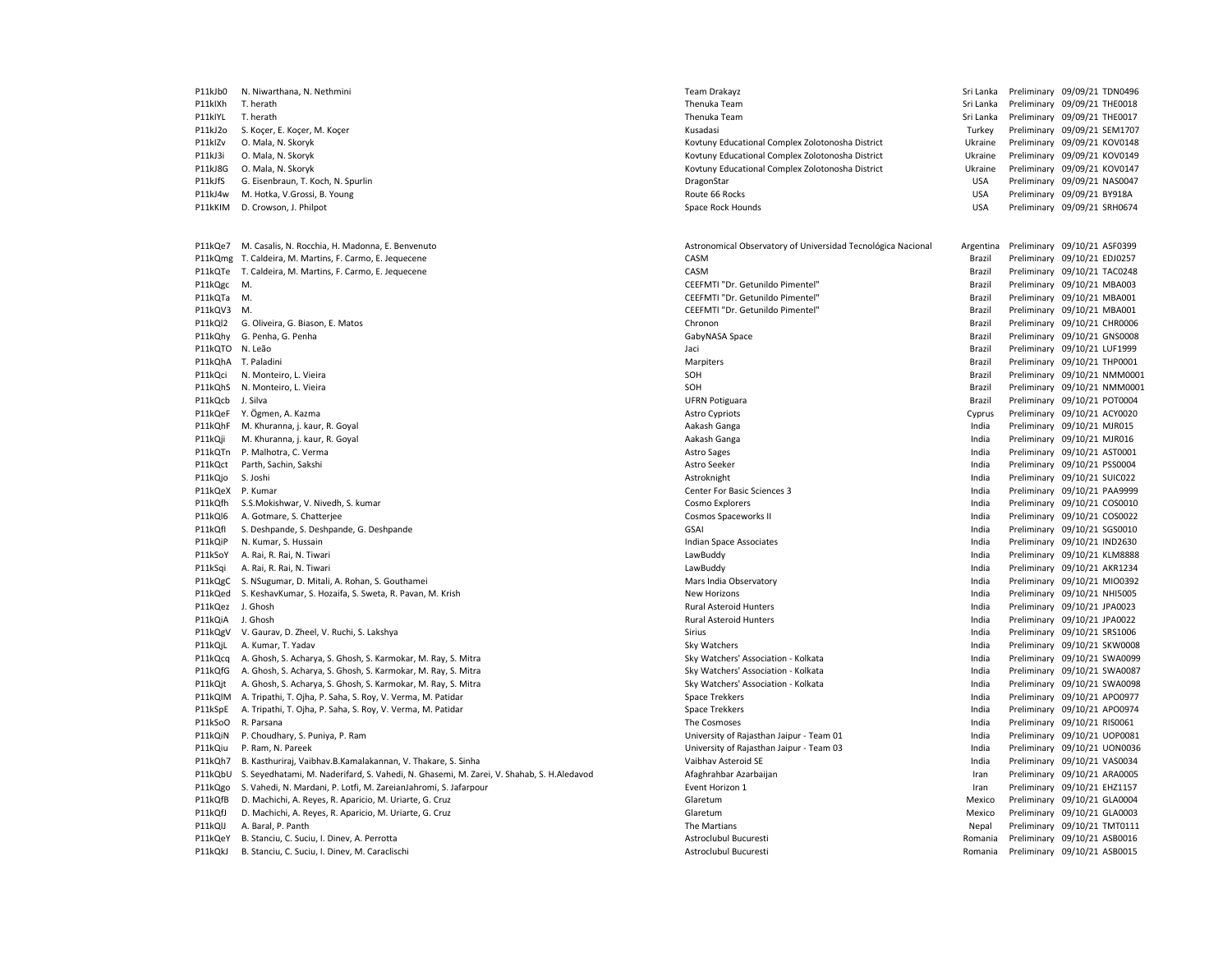| | | | | | | |
|---|---|---|---|---|---|---|
| P11kJb0 | N. Niwarthana, N. Nethmini | Team Drakayz | Sri Lanka | Preliminary | 09/09/21 | TDN0496 |
| P11klXh | T. herath | Thenuka Team | Sri Lanka | Preliminary | 09/09/21 | THE0018 |
| P11klYL | T. herath | Thenuka Team | Sri Lanka | Preliminary | 09/09/21 | THE0017 |
| P11kJ2o | S. Koçer, E. Koçer, M. Koçer | Kusadasi | Turkey | Preliminary | 09/09/21 | SEM1707 |
| P11klZv | O. Mala, N. Skoryk | Kovtuny Educational Complex Zolotonosha District | Ukraine | Preliminary | 09/09/21 | KOV0148 |
| P11kJ3i | O. Mala, N. Skoryk | Kovtuny Educational Complex Zolotonosha District | Ukraine | Preliminary | 09/09/21 | KOV0149 |
| P11kJ8G | O. Mala, N. Skoryk | Kovtuny Educational Complex Zolotonosha District | Ukraine | Preliminary | 09/09/21 | KOV0147 |
| P11kJfS | G. Eisenbraun, T. Koch, N. Spurlin | DragonStar | USA | Preliminary | 09/09/21 | NAS0047 |
| P11kJ4w | M. Hotka, V.Grossi, B. Young | Route 66 Rocks | USA | Preliminary | 09/09/21 | BY918A |
| P11kKlM | D. Crowson, J. Philpot | Space Rock Hounds | USA | Preliminary | 09/09/21 | SRH0674 |
| | | | | | | |
| P11kQe7 | M. Casalis, N. Rocchia, H. Madonna, E. Benvenuto | Astronomical Observatory of Universidad Tecnológica Nacional | Argentina | Preliminary | 09/10/21 | ASF0399 |
| P11kQmg | T. Caldeira, M. Martins, F. Carmo, E. Jequecene | CASM | Brazil | Preliminary | 09/10/21 | EDJ0257 |
| P11kQTe | T. Caldeira, M. Martins, F. Carmo, E. Jequecene | CASM | Brazil | Preliminary | 09/10/21 | TAC0248 |
| P11kQgc | M. | CEEFMTI "Dr. Getunildo Pimentel" | Brazil | Preliminary | 09/10/21 | MBA003 |
| P11kQTa | M. | CEEFMTI "Dr. Getunildo Pimentel" | Brazil | Preliminary | 09/10/21 | MBA001 |
| P11kQV3 | M. | CEEFMTI "Dr. Getunildo Pimentel" | Brazil | Preliminary | 09/10/21 | MBA001 |
| P11kQl2 | G. Oliveira, G. Biason, E. Matos | Chronon | Brazil | Preliminary | 09/10/21 | CHR0006 |
| P11kQhy | G. Penha, G. Penha | GabyNASA Space | Brazil | Preliminary | 09/10/21 | GNS0008 |
| P11kQTO | N. Leão | Jaci | Brazil | Preliminary | 09/10/21 | LUF1999 |
| P11kQhA | T. Paladini | Marpiters | Brazil | Preliminary | 09/10/21 | THP0001 |
| P11kQci | N. Monteiro, L. Vieira | SOH | Brazil | Preliminary | 09/10/21 | NMM0001 |
| P11kQhS | N. Monteiro, L. Vieira | SOH | Brazil | Preliminary | 09/10/21 | NMM0001 |
| P11kQcb | J. Silva | UFRN Potiguara | Brazil | Preliminary | 09/10/21 | POT0004 |
| P11kQeF | Y. Ögmen, A. Kazma | Astro Cypriots | Cyprus | Preliminary | 09/10/21 | ACY0020 |
| P11kQhF | M. Khuranna, j. kaur, R. Goyal | Aakash Ganga | India | Preliminary | 09/10/21 | MJR015 |
| P11kQji | M. Khuranna, j. kaur, R. Goyal | Aakash Ganga | India | Preliminary | 09/10/21 | MJR016 |
| P11kQTn | P. Malhotra, C. Verma | Astro Sages | India | Preliminary | 09/10/21 | AST0001 |
| P11kQct | Parth, Sachin, Sakshi | Astro Seeker | India | Preliminary | 09/10/21 | PSS0004 |
| P11kQjo | S. Joshi | Astroknight | India | Preliminary | 09/10/21 | SUIC022 |
| P11kQeX | P. Kumar | Center For Basic Sciences 3 | India | Preliminary | 09/10/21 | PAA9999 |
| P11kQfh | S.S.Mokishwar, V. Nivedh, S. kumar | Cosmo Explorers | India | Preliminary | 09/10/21 | COS0010 |
| P11kQl6 | A. Gotmare, S. Chatterjee | Cosmos Spaceworks II | India | Preliminary | 09/10/21 | COS0022 |
| P11kQfl | S. Deshpande, S. Deshpande, G. Deshpande | GSAI | India | Preliminary | 09/10/21 | SGS0010 |
| P11kQiP | N. Kumar, S. Hussain | Indian Space Associates | India | Preliminary | 09/10/21 | IND2630 |
| P11kSoY | A. Rai, R. Rai, N. Tiwari | LawBuddy | India | Preliminary | 09/10/21 | KLM8888 |
| P11kSqi | A. Rai, R. Rai, N. Tiwari | LawBuddy | India | Preliminary | 09/10/21 | AKR1234 |
| P11kQgC | S. NSugumar, D. Mitali, A. Rohan, S. Gouthamei | Mars India Observatory | India | Preliminary | 09/10/21 | MIO0392 |
| P11kQed | S. KeshavKumar, S. Hozaifa, S. Sweta, R. Pavan, M. Krish | New Horizons | India | Preliminary | 09/10/21 | NHI5005 |
| P11kQez | J. Ghosh | Rural Asteroid Hunters | India | Preliminary | 09/10/21 | JPA0023 |
| P11kQiA | J. Ghosh | Rural Asteroid Hunters | India | Preliminary | 09/10/21 | JPA0022 |
| P11kQgV | V. Gaurav, D. Zheel, V. Ruchi, S. Lakshya | Sirius | India | Preliminary | 09/10/21 | SRS1006 |
| P11kQjL | A. Kumar, T. Yadav | Sky Watchers | India | Preliminary | 09/10/21 | SKW0008 |
| P11kQcq | A. Ghosh, S. Acharya, S. Ghosh, S. Karmokar, M. Ray, S. Mitra | Sky Watchers' Association - Kolkata | India | Preliminary | 09/10/21 | SWA0099 |
| P11kQfG | A. Ghosh, S. Acharya, S. Ghosh, S. Karmokar, M. Ray, S. Mitra | Sky Watchers' Association - Kolkata | India | Preliminary | 09/10/21 | SWA0087 |
| P11kQjt | A. Ghosh, S. Acharya, S. Ghosh, S. Karmokar, M. Ray, S. Mitra | Sky Watchers' Association - Kolkata | India | Preliminary | 09/10/21 | SWA0098 |
| P11kQlM | A. Tripathi, T. Ojha, P. Saha, S. Roy, V. Verma, M. Patidar | Space Trekkers | India | Preliminary | 09/10/21 | APO0977 |
| P11kSpE | A. Tripathi, T. Ojha, P. Saha, S. Roy, V. Verma, M. Patidar | Space Trekkers | India | Preliminary | 09/10/21 | APO0974 |
| P11kSoO | R. Parsana | The Cosmoses | India | Preliminary | 09/10/21 | RIS0061 |
| P11kQiN | P. Choudhary, S. Puniya, P. Ram | University of Rajasthan Jaipur - Team 01 | India | Preliminary | 09/10/21 | UOP0081 |
| P11kQiu | P. Ram, N. Pareek | University of Rajasthan Jaipur - Team 03 | India | Preliminary | 09/10/21 | UON0036 |
| P11kQh7 | B. Kasthuriraj, Vaibhav.B.Kamalakannan, V. Thakare, S. Sinha | Vaibhav Asteroid SE | India | Preliminary | 09/10/21 | VAS0034 |
| P11kQbU | S. Seyedhatami, M. Naderifard, S. Vahedi, N. Ghasemi, M. Zarei, V. Shahab, S. H.Aledavod | Afaghrahbar Azarbaijan | Iran | Preliminary | 09/10/21 | ARA0005 |
| P11kQgo | S. Vahedi, N. Mardani, P. Lotfi, M. ZareianJahromi, S. Jafarpour | Event Horizon 1 | Iran | Preliminary | 09/10/21 | EHZ1157 |
| P11kQfB | D. Machichi, A. Reyes, R. Aparicio, M. Uriarte, G. Cruz | Glaretum | Mexico | Preliminary | 09/10/21 | GLA0004 |
| P11kQfJ | D. Machichi, A. Reyes, R. Aparicio, M. Uriarte, G. Cruz | Glaretum | Mexico | Preliminary | 09/10/21 | GLA0003 |
| P11kQlJ | A. Baral, P. Panth | The Martians | Nepal | Preliminary | 09/10/21 | TMT0111 |
| P11kQeY | B. Stanciu, C. Suciu, I. Dinev, A. Perrotta | Astroclubul Bucuresti | Romania | Preliminary | 09/10/21 | ASB0016 |
| P11kQkJ | B. Stanciu, C. Suciu, I. Dinev, M. Caraclischi | Astroclubul Bucuresti | Romania | Preliminary | 09/10/21 | ASB0015 |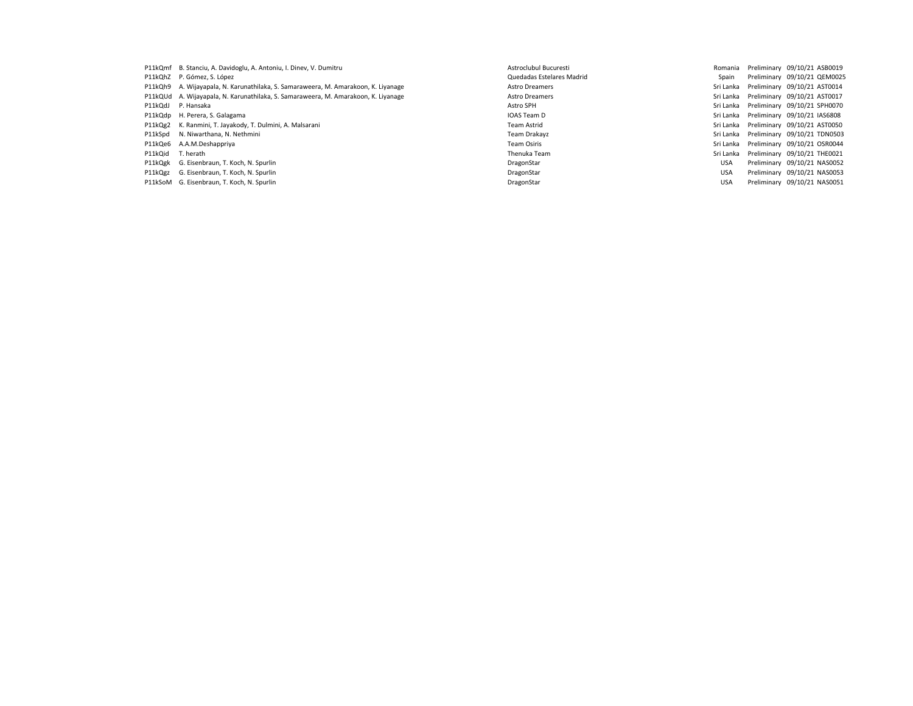| | | | | | | |
|---|---|---|---|---|---|---|
| P11kQmf | B. Stanciu, A. Davidoglu, A. Antoniu, I. Dinev, V. Dumitru | Astroclubul Bucuresti | Romania | Preliminary | 09/10/21 | ASB0019 |
| P11kQhZ | P. Gómez, S. López | Quedadas Estelares Madrid | Spain | Preliminary | 09/10/21 | QEM0025 |
| P11kQh9 | A. Wijayapala, N. Karunathilaka, S. Samaraweera, M. Amarakoon, K. Liyanage | Astro Dreamers | Sri Lanka | Preliminary | 09/10/21 | AST0014 |
| P11kQUd | A. Wijayapala, N. Karunathilaka, S. Samaraweera, M. Amarakoon, K. Liyanage | Astro Dreamers | Sri Lanka | Preliminary | 09/10/21 | AST0017 |
| P11kQdJ | P. Hansaka | Astro SPH | Sri Lanka | Preliminary | 09/10/21 | SPH0070 |
| P11kQdp | H. Perera, S. Galagama | IOAS Team D | Sri Lanka | Preliminary | 09/10/21 | IAS6808 |
| P11kQg2 | K. Ranmini, T. Jayakody, T. Dulmini, A. Malsarani | Team Astrid | Sri Lanka | Preliminary | 09/10/21 | AST0050 |
| P11kSpd | N. Niwarthana, N. Nethmini | Team Drakayz | Sri Lanka | Preliminary | 09/10/21 | TDN0503 |
| P11kQe6 | A.A.M.Deshappriya | Team Osiris | Sri Lanka | Preliminary | 09/10/21 | OSR0044 |
| P11kQid | T. herath | Thenuka Team | Sri Lanka | Preliminary | 09/10/21 | THE0021 |
| P11kQgk | G. Eisenbraun, T. Koch, N. Spurlin | DragonStar | USA | Preliminary | 09/10/21 | NAS0052 |
| P11kQgz | G. Eisenbraun, T. Koch, N. Spurlin | DragonStar | USA | Preliminary | 09/10/21 | NAS0053 |
| P11kSoM | G. Eisenbraun, T. Koch, N. Spurlin | DragonStar | USA | Preliminary | 09/10/21 | NAS0051 |